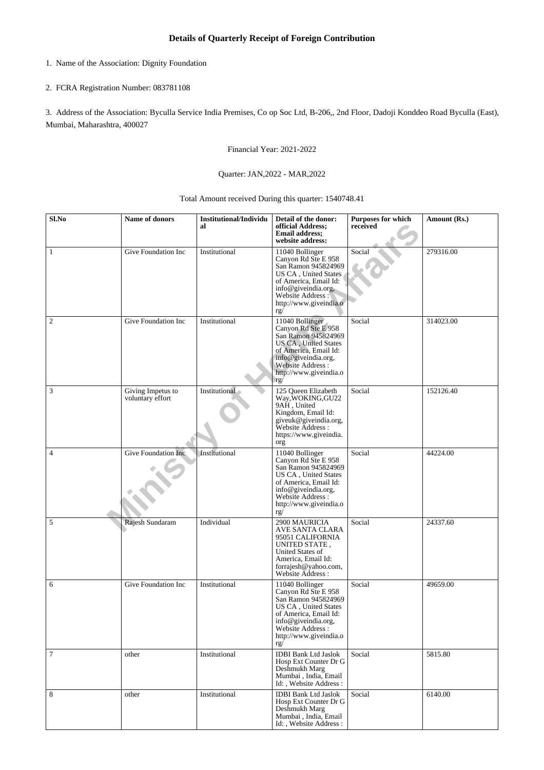## Details of Quarterly Receipt of Foreign Contribution

1. Name of the Association: Dignity Foundation

2. FCRA Registration Number: 083781108

3. Address of the Association: Byculla Service India Premises, Co op Soc Ltd, B-206,, 2nd Floor, Dadoji Konddeo Road Byculla (East), Mumbai, Maharashtra, 400027

Financial Year: 2021-2022

Quarter: JAN,2022 - MAR,2022

Total Amount received During this quarter: 1540748.41

| Sl.No | Name of donors | Institutional/Individual | Detail of the donor: official Address; Email address; website address: | Purposes for which received | Amount (Rs.) |
|---|---|---|---|---|---|
| 1 | Give Foundation Inc | Institutional | 11040 Bollinger Canyon Rd Ste E 958 San Ramon 945824969 US CA , United States of America, Email Id: info@giveindia.org, Website Address : http://www.giveindia.org/ | Social | 279316.00 |
| 2 | Give Foundation Inc | Institutional | 11040 Bollinger Canyon Rd Ste E 958 San Ramon 945824969 US CA , United States of America, Email Id: info@giveindia.org, Website Address : http://www.giveindia.org/ | Social | 314023.00 |
| 3 | Giving Impetus to voluntary effort | Institutional | 125 Queen Elizabeth Way,WOKING,GU22 9AH , United Kingdom, Email Id: giveuk@giveindia.org, Website Address : https://www.giveindia.org | Social | 152126.40 |
| 4 | Give Foundation Inc | Institutional | 11040 Bollinger Canyon Rd Ste E 958 San Ramon 945824969 US CA , United States of America, Email Id: info@giveindia.org, Website Address : http://www.giveindia.org/ | Social | 44224.00 |
| 5 | Rajesh Sundaram | Individual | 2900 MAURICIA AVE SANTA CLARA 95051 CALIFORNIA UNITED STATE , United States of America, Email Id: forrajesh@yahoo.com, Website Address : | Social | 24337.60 |
| 6 | Give Foundation Inc | Institutional | 11040 Bollinger Canyon Rd Ste E 958 San Ramon 945824969 US CA , United States of America, Email Id: info@giveindia.org, Website Address : http://www.giveindia.org/ | Social | 49659.00 |
| 7 | other | Institutional | IDBI Bank Ltd Jaslok Hosp Ext Counter Dr G Deshmukh Marg Mumbai , India, Email Id: , Website Address : | Social | 5815.80 |
| 8 | other | Institutional | IDBI Bank Ltd Jaslok Hosp Ext Counter Dr G Deshmukh Marg Mumbai , India, Email Id: , Website Address : | Social | 6140.00 |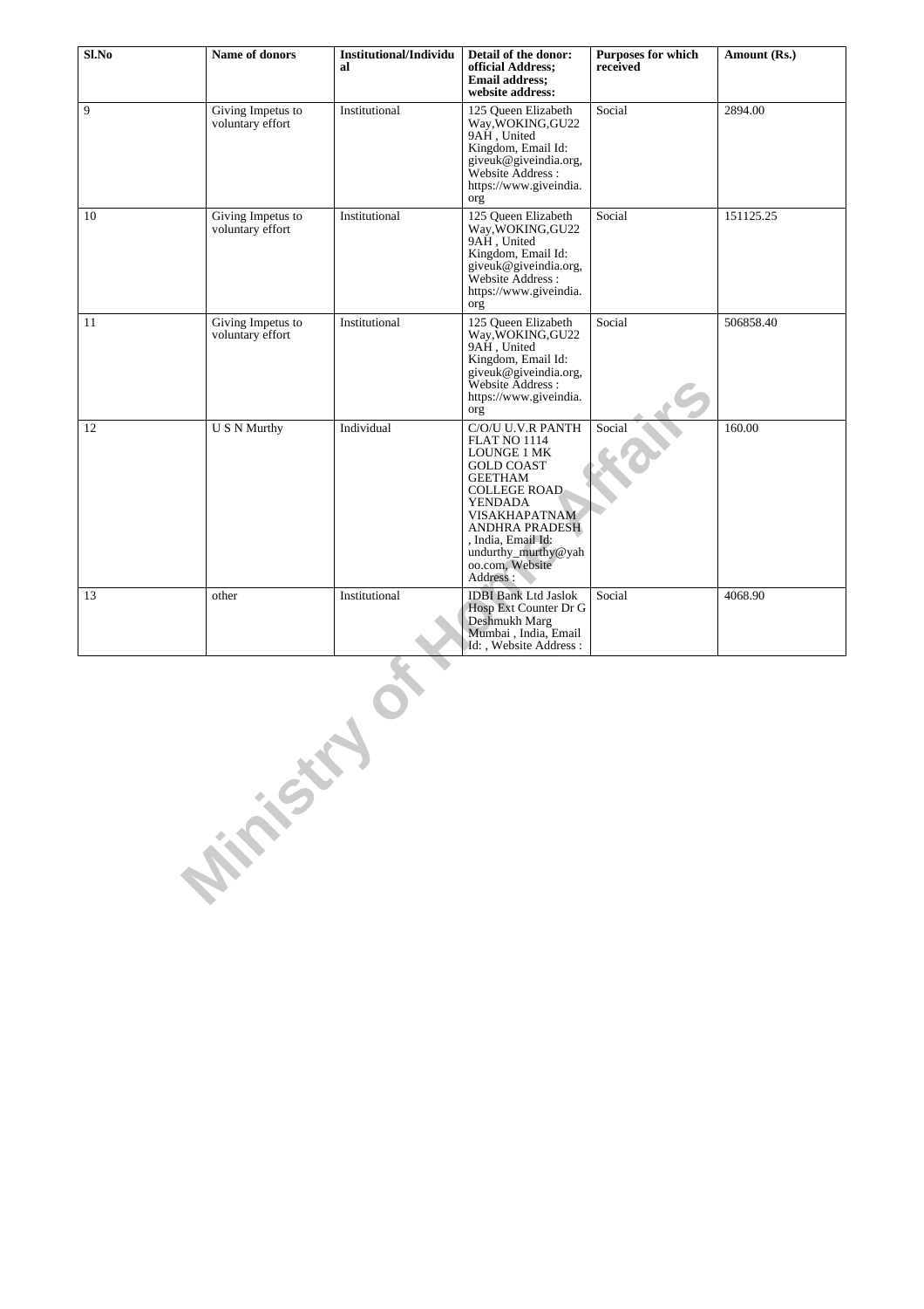| Sl.No | Name of donors | Institutional/Individual | Detail of the donor: official Address; Email address; website address: | Purposes for which received | Amount (Rs.) |
|---|---|---|---|---|---|
| 9 | Giving Impetus to voluntary effort | Institutional | 125 Queen Elizabeth Way,WOKING,GU22 9AH , United Kingdom, Email Id: giveuk@giveindia.org, Website Address : https://www.giveindia.org | Social | 2894.00 |
| 10 | Giving Impetus to voluntary effort | Institutional | 125 Queen Elizabeth Way,WOKING,GU22 9AH , United Kingdom, Email Id: giveuk@giveindia.org, Website Address : https://www.giveindia.org | Social | 151125.25 |
| 11 | Giving Impetus to voluntary effort | Institutional | 125 Queen Elizabeth Way,WOKING,GU22 9AH , United Kingdom, Email Id: giveuk@giveindia.org, Website Address : https://www.giveindia.org | Social | 506858.40 |
| 12 | U S N Murthy | Individual | C/O/U U.V.R PANTH FLAT NO 1114 LOUNGE 1 MK GOLD COAST GEETHAM COLLEGE ROAD YENDADA VISAKHAPATNAM ANDHRA PRADESH , India, Email Id: undurthy_murthy@yahoo.com, Website Address : | Social | 160.00 |
| 13 | other | Institutional | IDBI Bank Ltd Jaslok Hosp Ext Counter Dr G Deshmukh Marg Mumbai , India, Email Id: , Website Address : | Social | 4068.90 |